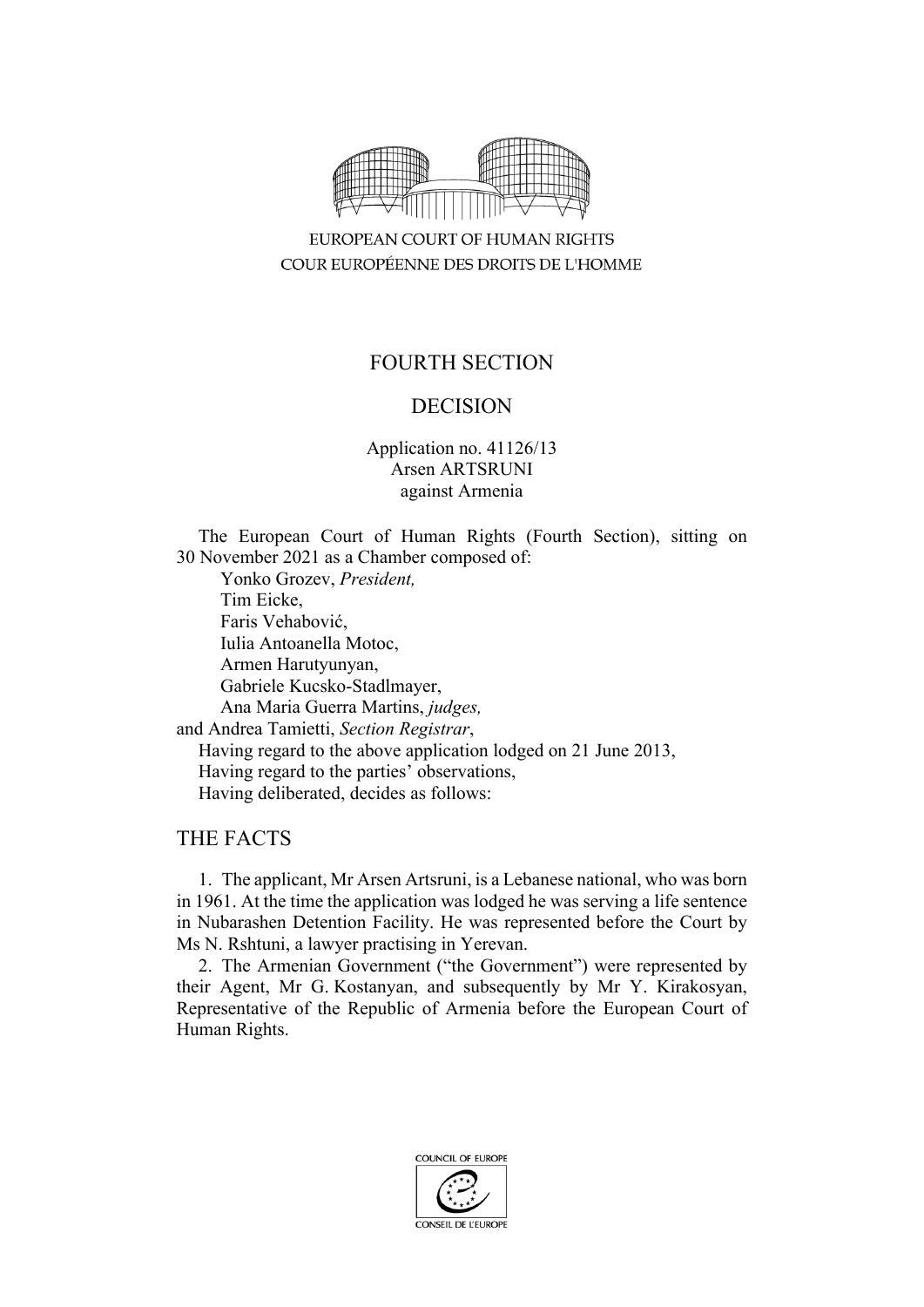EUROPEAN COURT OF HUMAN RIGHTS
COUR EUROPÉENNE DES DROITS DE L'HOMME

# FOURTH SECTION

# DECISION

Application no. 41126/13
Arsen ARTSRUNI
against Armenia

The European Court of Human Rights (Fourth Section), sitting on 30 November 2021 as a Chamber composed of:
Yonko Grozev, *President,*
Tim Eicke,
Faris Vehabović,
Iulia Antoanella Motoc,
Armen Harutyunyan,
Gabriele Kucsko-Stadlmayer,
Ana Maria Guerra Martins, *judges,*
and Andrea Tamietti, *Section Registrar*,
Having regard to the above application lodged on 21 June 2013,
Having regard to the parties' observations,
Having deliberated, decides as follows:

## THE FACTS

1. The applicant, Mr Arsen Artsruni, is a Lebanese national, who was born in 1961. At the time the application was lodged he was serving a life sentence in Nubarashen Detention Facility. He was represented before the Court by Ms N. Rshtuni, a lawyer practising in Yerevan.

2. The Armenian Government ("the Government") were represented by their Agent, Mr G. Kostanyan, and subsequently by Mr Y. Kirakosyan, Representative of the Republic of Armenia before the European Court of Human Rights.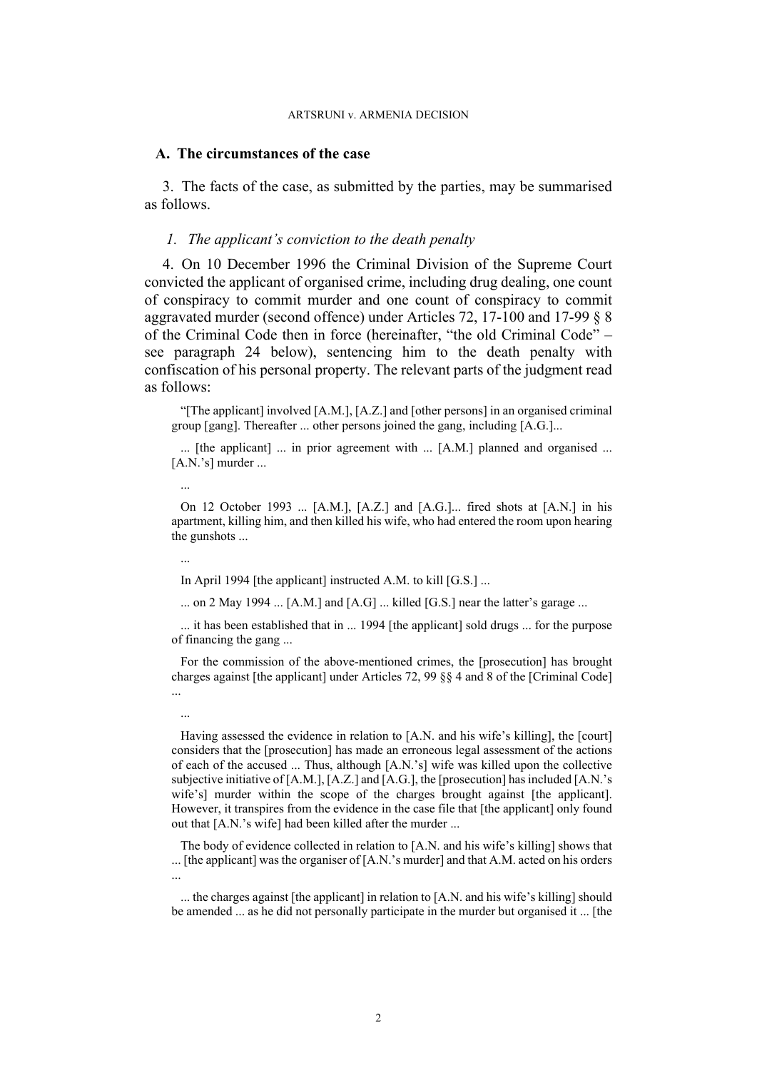## A. The circumstances of the case

3. The facts of the case, as submitted by the parties, may be summarised as follows.

### *1. The applicant's conviction to the death penalty*

4. On 10 December 1996 the Criminal Division of the Supreme Court convicted the applicant of organised crime, including drug dealing, one count of conspiracy to commit murder and one count of conspiracy to commit aggravated murder (second offence) under Articles 72, 17-100 and 17-99 § 8 of the Criminal Code then in force (hereinafter, "the old Criminal Code" – see paragraph 24 below), sentencing him to the death penalty with confiscation of his personal property. The relevant parts of the judgment read as follows:

> "[The applicant] involved [A.M.], [A.Z.] and [other persons] in an organised criminal group [gang]. Thereafter ... other persons joined the gang, including [A.G.]...
>
> ... [the applicant] ... in prior agreement with ... [A.M.] planned and organised ... [A.N.'s] murder ...
>
> ...
>
> On 12 October 1993 ... [A.M.], [A.Z.] and [A.G.]... fired shots at [A.N.] in his apartment, killing him, and then killed his wife, who had entered the room upon hearing the gunshots ...
>
> ...
>
> In April 1994 [the applicant] instructed A.M. to kill [G.S.] ...
>
> ... on 2 May 1994 ... [A.M.] and [A.G] ... killed [G.S.] near the latter's garage ...
>
> ... it has been established that in ... 1994 [the applicant] sold drugs ... for the purpose of financing the gang ...
>
> For the commission of the above-mentioned crimes, the [prosecution] has brought charges against [the applicant] under Articles 72, 99 §§ 4 and 8 of the [Criminal Code] ...
>
> ...
>
> Having assessed the evidence in relation to [A.N. and his wife's killing], the [court] considers that the [prosecution] has made an erroneous legal assessment of the actions of each of the accused ... Thus, although [A.N.'s] wife was killed upon the collective subjective initiative of [A.M.], [A.Z.] and [A.G.], the [prosecution] has included [A.N.'s wife's] murder within the scope of the charges brought against [the applicant]. However, it transpires from the evidence in the case file that [the applicant] only found out that [A.N.'s wife] had been killed after the murder ...
>
> The body of evidence collected in relation to [A.N. and his wife's killing] shows that ... [the applicant] was the organiser of [A.N.'s murder] and that A.M. acted on his orders ...
>
> ... the charges against [the applicant] in relation to [A.N. and his wife's killing] should be amended ... as he did not personally participate in the murder but organised it ... [the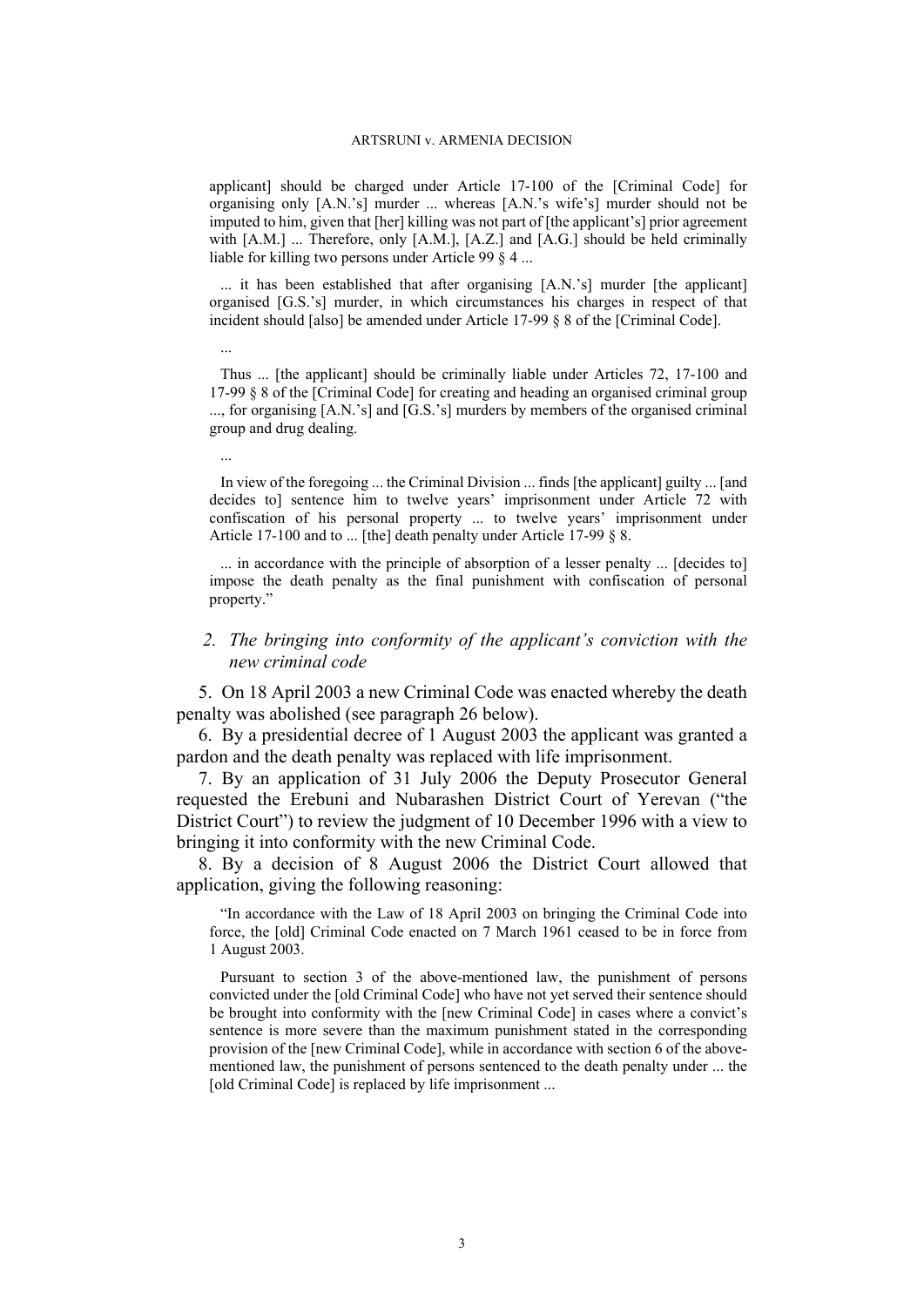applicant] should be charged under Article 17-100 of the [Criminal Code] for organising only [A.N.'s] murder ... whereas [A.N.'s wife's] murder should not be imputed to him, given that [her] killing was not part of [the applicant's] prior agreement with [A.M.] ... Therefore, only [A.M.], [A.Z.] and [A.G.] should be held criminally liable for killing two persons under Article 99 § 4 ...

> ... it has been established that after organising [A.N.'s] murder [the applicant] organised [G.S.'s] murder, in which circumstances his charges in respect of that incident should [also] be amended under Article 17-99 § 8 of the [Criminal Code].
>
> ...
>
> Thus ... [the applicant] should be criminally liable under Articles 72, 17-100 and 17-99 § 8 of the [Criminal Code] for creating and heading an organised criminal group ..., for organising [A.N.'s] and [G.S.'s] murders by members of the organised criminal group and drug dealing.
>
> ...
>
> In view of the foregoing ... the Criminal Division ... finds [the applicant] guilty ... [and decides to] sentence him to twelve years' imprisonment under Article 72 with confiscation of his personal property ... to twelve years' imprisonment under Article 17-100 and to ... [the] death penalty under Article 17-99 § 8.
>
> ... in accordance with the principle of absorption of a lesser penalty ... [decides to] impose the death penalty as the final punishment with confiscation of personal property."

### *2. The bringing into conformity of the applicant's conviction with the new criminal code*

5. On 18 April 2003 a new Criminal Code was enacted whereby the death penalty was abolished (see paragraph 26 below).

6. By a presidential decree of 1 August 2003 the applicant was granted a pardon and the death penalty was replaced with life imprisonment.

7. By an application of 31 July 2006 the Deputy Prosecutor General requested the Erebuni and Nubarashen District Court of Yerevan ("the District Court") to review the judgment of 10 December 1996 with a view to bringing it into conformity with the new Criminal Code.

8. By a decision of 8 August 2006 the District Court allowed that application, giving the following reasoning:

> "In accordance with the Law of 18 April 2003 on bringing the Criminal Code into force, the [old] Criminal Code enacted on 7 March 1961 ceased to be in force from 1 August 2003.
>
> Pursuant to section 3 of the above-mentioned law, the punishment of persons convicted under the [old Criminal Code] who have not yet served their sentence should be brought into conformity with the [new Criminal Code] in cases where a convict's sentence is more severe than the maximum punishment stated in the corresponding provision of the [new Criminal Code], while in accordance with section 6 of the above-mentioned law, the punishment of persons sentenced to the death penalty under ... the [old Criminal Code] is replaced by life imprisonment ...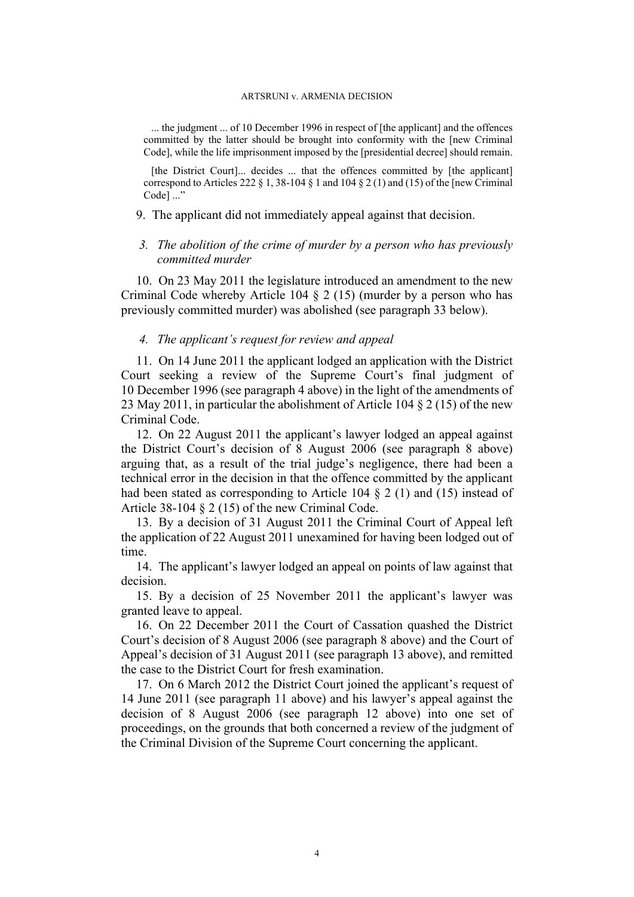> ... the judgment ... of 10 December 1996 in respect of [the applicant] and the offences committed by the latter should be brought into conformity with the [new Criminal Code], while the life imprisonment imposed by the [presidential decree] should remain.
>
> [the District Court]... decides ... that the offences committed by [the applicant] correspond to Articles 222 § 1, 38-104 § 1 and 104 § 2 (1) and (15) of the [new Criminal Code] ..."

9. The applicant did not immediately appeal against that decision.

### *3. The abolition of the crime of murder by a person who has previously committed murder*

10. On 23 May 2011 the legislature introduced an amendment to the new Criminal Code whereby Article 104 § 2 (15) (murder by a person who has previously committed murder) was abolished (see paragraph 33 below).

### *4. The applicant's request for review and appeal*

11. On 14 June 2011 the applicant lodged an application with the District Court seeking a review of the Supreme Court's final judgment of 10 December 1996 (see paragraph 4 above) in the light of the amendments of 23 May 2011, in particular the abolishment of Article 104 § 2 (15) of the new Criminal Code.

12. On 22 August 2011 the applicant's lawyer lodged an appeal against the District Court's decision of 8 August 2006 (see paragraph 8 above) arguing that, as a result of the trial judge's negligence, there had been a technical error in the decision in that the offence committed by the applicant had been stated as corresponding to Article 104 § 2 (1) and (15) instead of Article 38-104 § 2 (15) of the new Criminal Code.

13. By a decision of 31 August 2011 the Criminal Court of Appeal left the application of 22 August 2011 unexamined for having been lodged out of time.

14. The applicant's lawyer lodged an appeal on points of law against that decision.

15. By a decision of 25 November 2011 the applicant's lawyer was granted leave to appeal.

16. On 22 December 2011 the Court of Cassation quashed the District Court's decision of 8 August 2006 (see paragraph 8 above) and the Court of Appeal's decision of 31 August 2011 (see paragraph 13 above), and remitted the case to the District Court for fresh examination.

17. On 6 March 2012 the District Court joined the applicant's request of 14 June 2011 (see paragraph 11 above) and his lawyer's appeal against the decision of 8 August 2006 (see paragraph 12 above) into one set of proceedings, on the grounds that both concerned a review of the judgment of the Criminal Division of the Supreme Court concerning the applicant.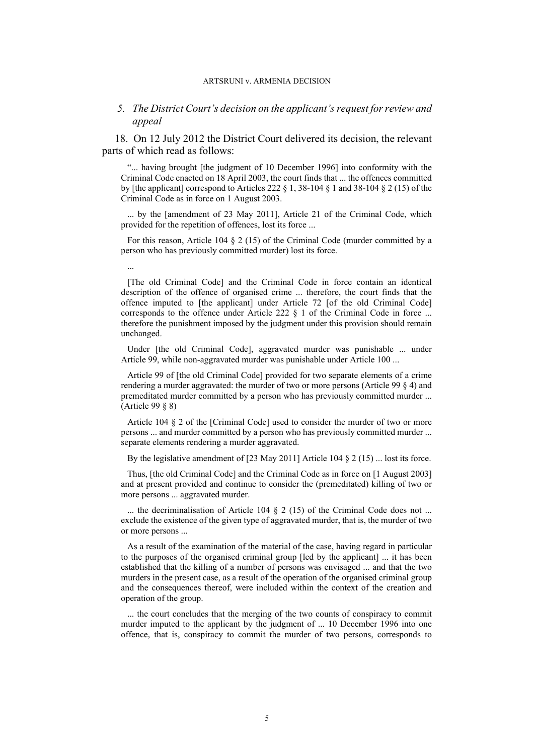### *5. The District Court's decision on the applicant's request for review and appeal*

18. On 12 July 2012 the District Court delivered its decision, the relevant parts of which read as follows:

> "... having brought [the judgment of 10 December 1996] into conformity with the Criminal Code enacted on 18 April 2003, the court finds that ... the offences committed by [the applicant] correspond to Articles 222 § 1, 38-104 § 1 and 38-104 § 2 (15) of the Criminal Code as in force on 1 August 2003.
>
> ... by the [amendment of 23 May 2011], Article 21 of the Criminal Code, which provided for the repetition of offences, lost its force ...
>
> For this reason, Article 104 § 2 (15) of the Criminal Code (murder committed by a person who has previously committed murder) lost its force.
>
> ...
>
> [The old Criminal Code] and the Criminal Code in force contain an identical description of the offence of organised crime ... therefore, the court finds that the offence imputed to [the applicant] under Article 72 [of the old Criminal Code] corresponds to the offence under Article 222 § 1 of the Criminal Code in force ... therefore the punishment imposed by the judgment under this provision should remain unchanged.
>
> Under [the old Criminal Code], aggravated murder was punishable ... under Article 99, while non-aggravated murder was punishable under Article 100 ...
>
> Article 99 of [the old Criminal Code] provided for two separate elements of a crime rendering a murder aggravated: the murder of two or more persons (Article 99 § 4) and premeditated murder committed by a person who has previously committed murder ... (Article 99 § 8)
>
> Article 104 § 2 of the [Criminal Code] used to consider the murder of two or more persons ... and murder committed by a person who has previously committed murder ... separate elements rendering a murder aggravated.
>
> By the legislative amendment of [23 May 2011] Article 104 § 2 (15) ... lost its force.
>
> Thus, [the old Criminal Code] and the Criminal Code as in force on [1 August 2003] and at present provided and continue to consider the (premeditated) killing of two or more persons ... aggravated murder.
>
> ... the decriminalisation of Article 104 § 2 (15) of the Criminal Code does not ... exclude the existence of the given type of aggravated murder, that is, the murder of two or more persons ...
>
> As a result of the examination of the material of the case, having regard in particular to the purposes of the organised criminal group [led by the applicant] ... it has been established that the killing of a number of persons was envisaged ... and that the two murders in the present case, as a result of the operation of the organised criminal group and the consequences thereof, were included within the context of the creation and operation of the group.
>
> ... the court concludes that the merging of the two counts of conspiracy to commit murder imputed to the applicant by the judgment of ... 10 December 1996 into one offence, that is, conspiracy to commit the murder of two persons, corresponds to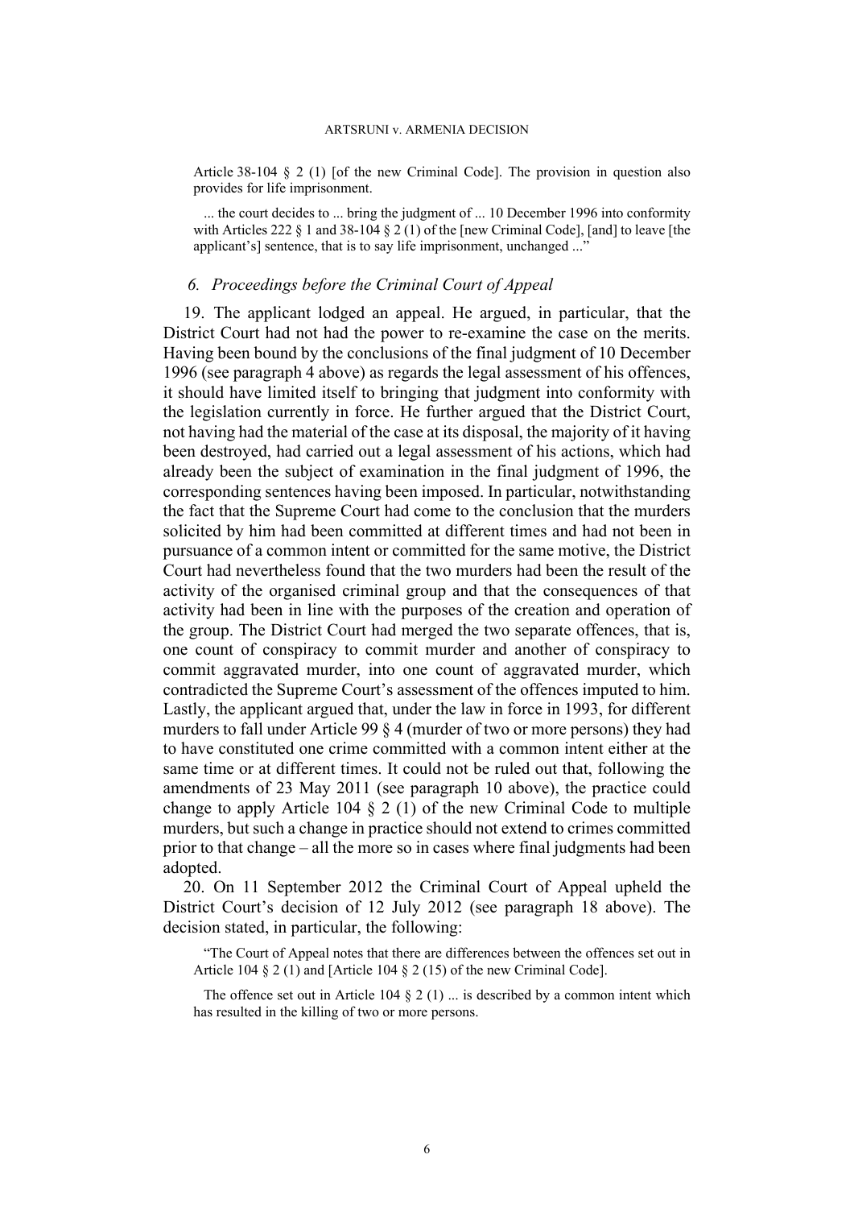Article 38-104 § 2 (1) [of the new Criminal Code]. The provision in question also provides for life imprisonment.

... the court decides to ... bring the judgment of ... 10 December 1996 into conformity with Articles 222 § 1 and 38-104 § 2 (1) of the [new Criminal Code], [and] to leave [the applicant's] sentence, that is to say life imprisonment, unchanged ..."

### *6. Proceedings before the Criminal Court of Appeal*

19. The applicant lodged an appeal. He argued, in particular, that the District Court had not had the power to re-examine the case on the merits. Having been bound by the conclusions of the final judgment of 10 December 1996 (see paragraph 4 above) as regards the legal assessment of his offences, it should have limited itself to bringing that judgment into conformity with the legislation currently in force. He further argued that the District Court, not having had the material of the case at its disposal, the majority of it having been destroyed, had carried out a legal assessment of his actions, which had already been the subject of examination in the final judgment of 1996, the corresponding sentences having been imposed. In particular, notwithstanding the fact that the Supreme Court had come to the conclusion that the murders solicited by him had been committed at different times and had not been in pursuance of a common intent or committed for the same motive, the District Court had nevertheless found that the two murders had been the result of the activity of the organised criminal group and that the consequences of that activity had been in line with the purposes of the creation and operation of the group. The District Court had merged the two separate offences, that is, one count of conspiracy to commit murder and another of conspiracy to commit aggravated murder, into one count of aggravated murder, which contradicted the Supreme Court's assessment of the offences imputed to him. Lastly, the applicant argued that, under the law in force in 1993, for different murders to fall under Article 99 § 4 (murder of two or more persons) they had to have constituted one crime committed with a common intent either at the same time or at different times. It could not be ruled out that, following the amendments of 23 May 2011 (see paragraph 10 above), the practice could change to apply Article 104 § 2 (1) of the new Criminal Code to multiple murders, but such a change in practice should not extend to crimes committed prior to that change – all the more so in cases where final judgments had been adopted.

20. On 11 September 2012 the Criminal Court of Appeal upheld the District Court's decision of 12 July 2012 (see paragraph 18 above). The decision stated, in particular, the following:

"The Court of Appeal notes that there are differences between the offences set out in Article 104 § 2 (1) and [Article 104 § 2 (15) of the new Criminal Code].

The offence set out in Article 104 § 2 (1) ... is described by a common intent which has resulted in the killing of two or more persons.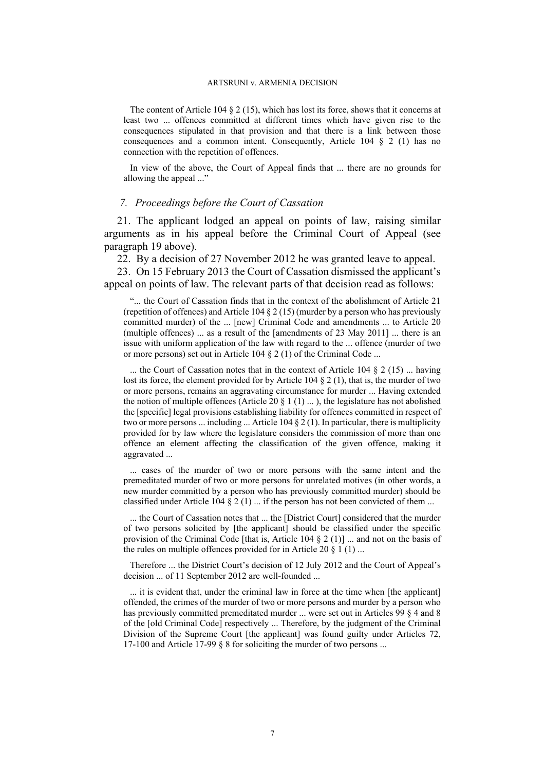The content of Article 104 § 2 (15), which has lost its force, shows that it concerns at least two ... offences committed at different times which have given rise to the consequences stipulated in that provision and that there is a link between those consequences and a common intent. Consequently, Article 104 § 2 (1) has no connection with the repetition of offences.

In view of the above, the Court of Appeal finds that ... there are no grounds for allowing the appeal ..."

### *7. Proceedings before the Court of Cassation*

21. The applicant lodged an appeal on points of law, raising similar arguments as in his appeal before the Criminal Court of Appeal (see paragraph 19 above).

22. By a decision of 27 November 2012 he was granted leave to appeal.

23. On 15 February 2013 the Court of Cassation dismissed the applicant's appeal on points of law. The relevant parts of that decision read as follows:

> "... the Court of Cassation finds that in the context of the abolishment of Article 21 (repetition of offences) and Article 104 § 2 (15) (murder by a person who has previously committed murder) of the ... [new] Criminal Code and amendments ... to Article 20 (multiple offences) ... as a result of the [amendments of 23 May 2011] ... there is an issue with uniform application of the law with regard to the ... offence (murder of two or more persons) set out in Article 104 § 2 (1) of the Criminal Code ...
>
> ... the Court of Cassation notes that in the context of Article 104 § 2 (15) ... having lost its force, the element provided for by Article 104 § 2 (1), that is, the murder of two or more persons, remains an aggravating circumstance for murder ... Having extended the notion of multiple offences (Article 20 § 1 (1) ... ), the legislature has not abolished the [specific] legal provisions establishing liability for offences committed in respect of two or more persons ... including ... Article 104 § 2 (1). In particular, there is multiplicity provided for by law where the legislature considers the commission of more than one offence an element affecting the classification of the given offence, making it aggravated ...
>
> ... cases of the murder of two or more persons with the same intent and the premeditated murder of two or more persons for unrelated motives (in other words, a new murder committed by a person who has previously committed murder) should be classified under Article 104 § 2 (1) ... if the person has not been convicted of them ...
>
> ... the Court of Cassation notes that ... the [District Court] considered that the murder of two persons solicited by [the applicant] should be classified under the specific provision of the Criminal Code [that is, Article 104 § 2 (1)] ... and not on the basis of the rules on multiple offences provided for in Article 20 § 1 (1) ...
>
> Therefore ... the District Court's decision of 12 July 2012 and the Court of Appeal's decision ... of 11 September 2012 are well-founded ...
>
> ... it is evident that, under the criminal law in force at the time when [the applicant] offended, the crimes of the murder of two or more persons and murder by a person who has previously committed premeditated murder ... were set out in Articles 99 § 4 and 8 of the [old Criminal Code] respectively ... Therefore, by the judgment of the Criminal Division of the Supreme Court [the applicant] was found guilty under Articles 72, 17-100 and Article 17-99 § 8 for soliciting the murder of two persons ...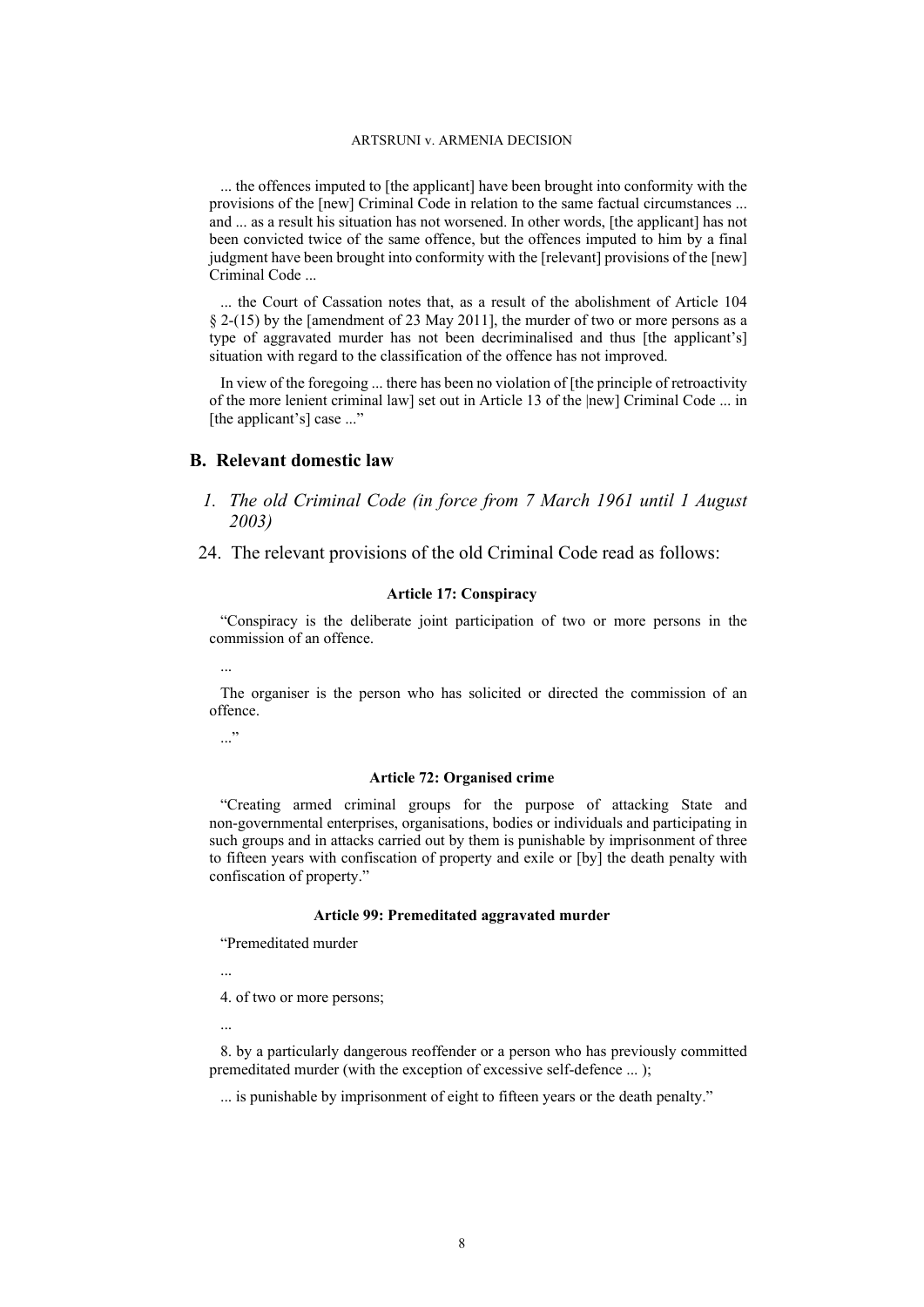... the offences imputed to [the applicant] have been brought into conformity with the provisions of the [new] Criminal Code in relation to the same factual circumstances ... and ... as a result his situation has not worsened. In other words, [the applicant] has not been convicted twice of the same offence, but the offences imputed to him by a final judgment have been brought into conformity with the [relevant] provisions of the [new] Criminal Code ...

... the Court of Cassation notes that, as a result of the abolishment of Article 104 § 2-(15) by the [amendment of 23 May 2011], the murder of two or more persons as a type of aggravated murder has not been decriminalised and thus [the applicant's] situation with regard to the classification of the offence has not improved.

In view of the foregoing ... there has been no violation of [the principle of retroactivity of the more lenient criminal law] set out in Article 13 of the [new] Criminal Code ... in [the applicant's] case ..."

## B. Relevant domestic law

### *1. The old Criminal Code (in force from 7 March 1961 until 1 August 2003)*

24. The relevant provisions of the old Criminal Code read as follows:

**Article 17: Conspiracy**

"Conspiracy is the deliberate joint participation of two or more persons in the commission of an offence.

...

The organiser is the person who has solicited or directed the commission of an offence.

..."

**Article 72: Organised crime**

"Creating armed criminal groups for the purpose of attacking State and non-governmental enterprises, organisations, bodies or individuals and participating in such groups and in attacks carried out by them is punishable by imprisonment of three to fifteen years with confiscation of property and exile or [by] the death penalty with confiscation of property."

**Article 99: Premeditated aggravated murder**

"Premeditated murder

...

4. of two or more persons;

...

8. by a particularly dangerous reoffender or a person who has previously committed premeditated murder (with the exception of excessive self-defence ... );

... is punishable by imprisonment of eight to fifteen years or the death penalty."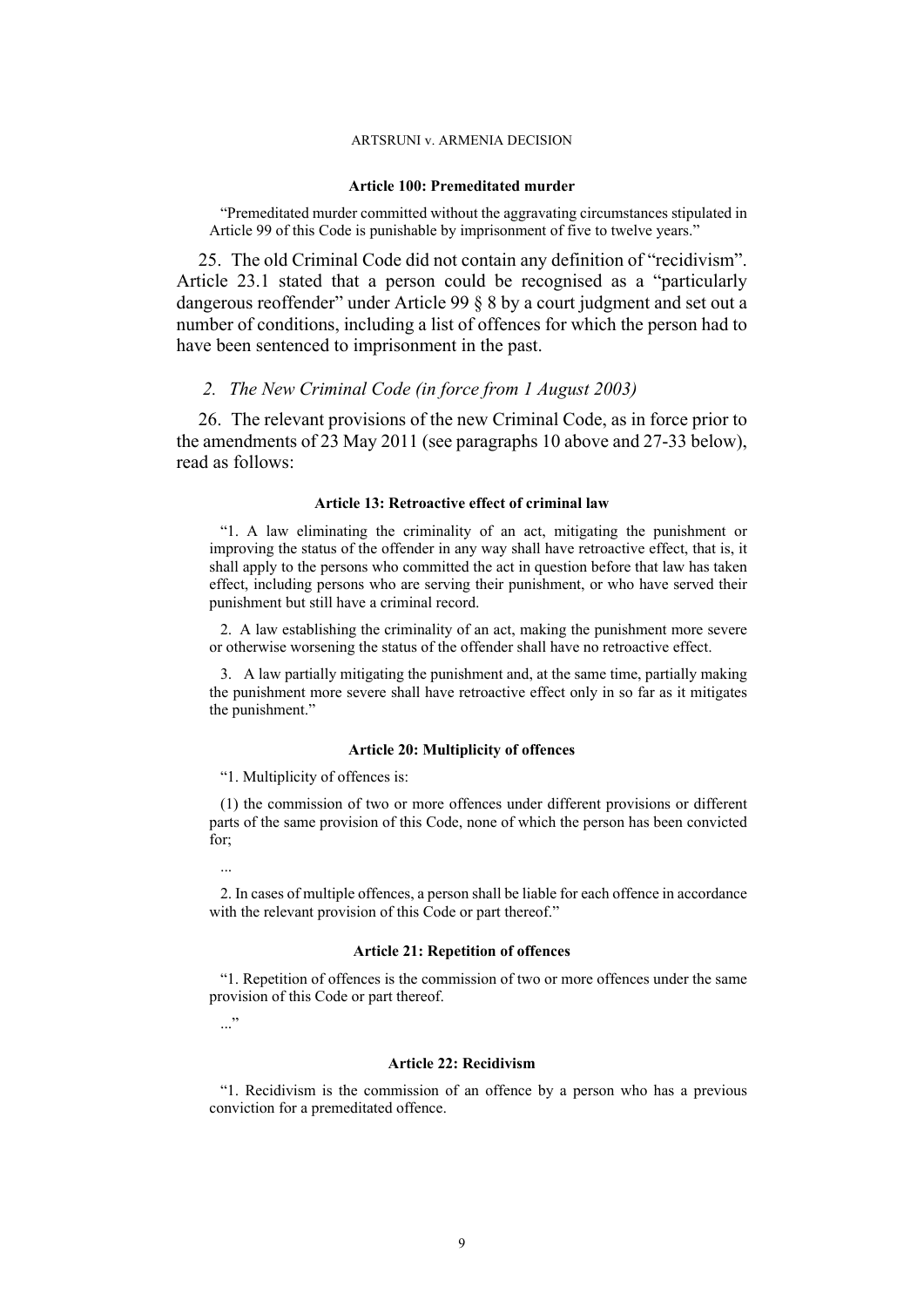#### Article 100: Premeditated murder

> "Premeditated murder committed without the aggravating circumstances stipulated in Article 99 of this Code is punishable by imprisonment of five to twelve years."

25. The old Criminal Code did not contain any definition of "recidivism". Article 23.1 stated that a person could be recognised as a "particularly dangerous reoffender" under Article 99 § 8 by a court judgment and set out a number of conditions, including a list of offences for which the person had to have been sentenced to imprisonment in the past.

### 2. *The New Criminal Code (in force from 1 August 2003)*

26. The relevant provisions of the new Criminal Code, as in force prior to the amendments of 23 May 2011 (see paragraphs 10 above and 27-33 below), read as follows:

#### Article 13: Retroactive effect of criminal law

> "1. A law eliminating the criminality of an act, mitigating the punishment or improving the status of the offender in any way shall have retroactive effect, that is, it shall apply to the persons who committed the act in question before that law has taken effect, including persons who are serving their punishment, or who have served their punishment but still have a criminal record.
>
> 2. A law establishing the criminality of an act, making the punishment more severe or otherwise worsening the status of the offender shall have no retroactive effect.
>
> 3. A law partially mitigating the punishment and, at the same time, partially making the punishment more severe shall have retroactive effect only in so far as it mitigates the punishment."

#### Article 20: Multiplicity of offences

> "1. Multiplicity of offences is:
>
> (1) the commission of two or more offences under different provisions or different parts of the same provision of this Code, none of which the person has been convicted for;
>
> ...
>
> 2. In cases of multiple offences, a person shall be liable for each offence in accordance with the relevant provision of this Code or part thereof."

#### Article 21: Repetition of offences

> "1. Repetition of offences is the commission of two or more offences under the same provision of this Code or part thereof.
>
> ..."

#### Article 22: Recidivism

> "1. Recidivism is the commission of an offence by a person who has a previous conviction for a premeditated offence.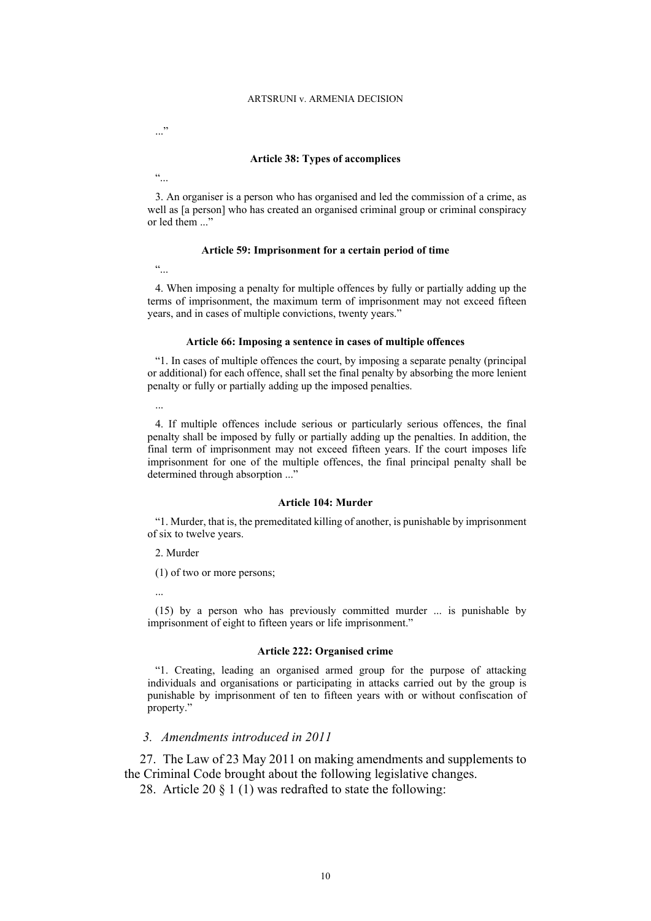...”

**Article 38: Types of accomplices**

“...

3. An organiser is a person who has organised and led the commission of a crime, as well as [a person] who has created an organised criminal group or criminal conspiracy or led them ...”

**Article 59: Imprisonment for a certain period of time**

“...

4. When imposing a penalty for multiple offences by fully or partially adding up the terms of imprisonment, the maximum term of imprisonment may not exceed fifteen years, and in cases of multiple convictions, twenty years.”

**Article 66: Imposing a sentence in cases of multiple offences**

“1. In cases of multiple offences the court, by imposing a separate penalty (principal or additional) for each offence, shall set the final penalty by absorbing the more lenient penalty or fully or partially adding up the imposed penalties.

...

4. If multiple offences include serious or particularly serious offences, the final penalty shall be imposed by fully or partially adding up the penalties. In addition, the final term of imprisonment may not exceed fifteen years. If the court imposes life imprisonment for one of the multiple offences, the final principal penalty shall be determined through absorption ...”

**Article 104: Murder**

“1. Murder, that is, the premeditated killing of another, is punishable by imprisonment of six to twelve years.

2. Murder

(1) of two or more persons;

...

(15) by a person who has previously committed murder ... is punishable by imprisonment of eight to fifteen years or life imprisonment.”

**Article 222: Organised crime**

“1. Creating, leading an organised armed group for the purpose of attacking individuals and organisations or participating in attacks carried out by the group is punishable by imprisonment of ten to fifteen years with or without confiscation of property.”

### *3. Amendments introduced in 2011*

27. The Law of 23 May 2011 on making amendments and supplements to the Criminal Code brought about the following legislative changes.

28. Article 20 § 1 (1) was redrafted to state the following: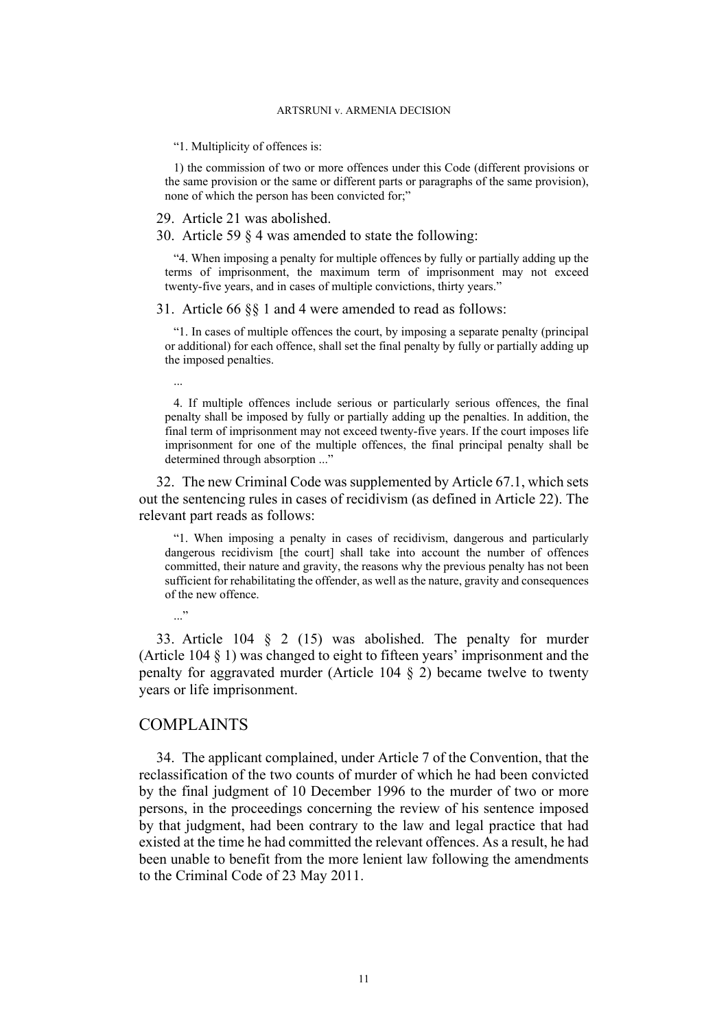> "1. Multiplicity of offences is:
>
> 1) the commission of two or more offences under this Code (different provisions or the same provision or the same or different parts or paragraphs of the same provision), none of which the person has been convicted for;"

29. Article 21 was abolished.

30. Article 59 § 4 was amended to state the following:

> "4. When imposing a penalty for multiple offences by fully or partially adding up the terms of imprisonment, the maximum term of imprisonment may not exceed twenty-five years, and in cases of multiple convictions, thirty years."

31. Article 66 §§ 1 and 4 were amended to read as follows:

> "1. In cases of multiple offences the court, by imposing a separate penalty (principal or additional) for each offence, shall set the final penalty by fully or partially adding up the imposed penalties.
>
> ...
>
> 4. If multiple offences include serious or particularly serious offences, the final penalty shall be imposed by fully or partially adding up the penalties. In addition, the final term of imprisonment may not exceed twenty-five years. If the court imposes life imprisonment for one of the multiple offences, the final principal penalty shall be determined through absorption ..."

32. The new Criminal Code was supplemented by Article 67.1, which sets out the sentencing rules in cases of recidivism (as defined in Article 22). The relevant part reads as follows:

> "1. When imposing a penalty in cases of recidivism, dangerous and particularly dangerous recidivism [the court] shall take into account the number of offences committed, their nature and gravity, the reasons why the previous penalty has not been sufficient for rehabilitating the offender, as well as the nature, gravity and consequences of the new offence.
>
> ..."

33. Article 104 § 2 (15) was abolished. The penalty for murder (Article 104 § 1) was changed to eight to fifteen years' imprisonment and the penalty for aggravated murder (Article 104 § 2) became twelve to twenty years or life imprisonment.

## COMPLAINTS

34. The applicant complained, under Article 7 of the Convention, that the reclassification of the two counts of murder of which he had been convicted by the final judgment of 10 December 1996 to the murder of two or more persons, in the proceedings concerning the review of his sentence imposed by that judgment, had been contrary to the law and legal practice that had existed at the time he had committed the relevant offences. As a result, he had been unable to benefit from the more lenient law following the amendments to the Criminal Code of 23 May 2011.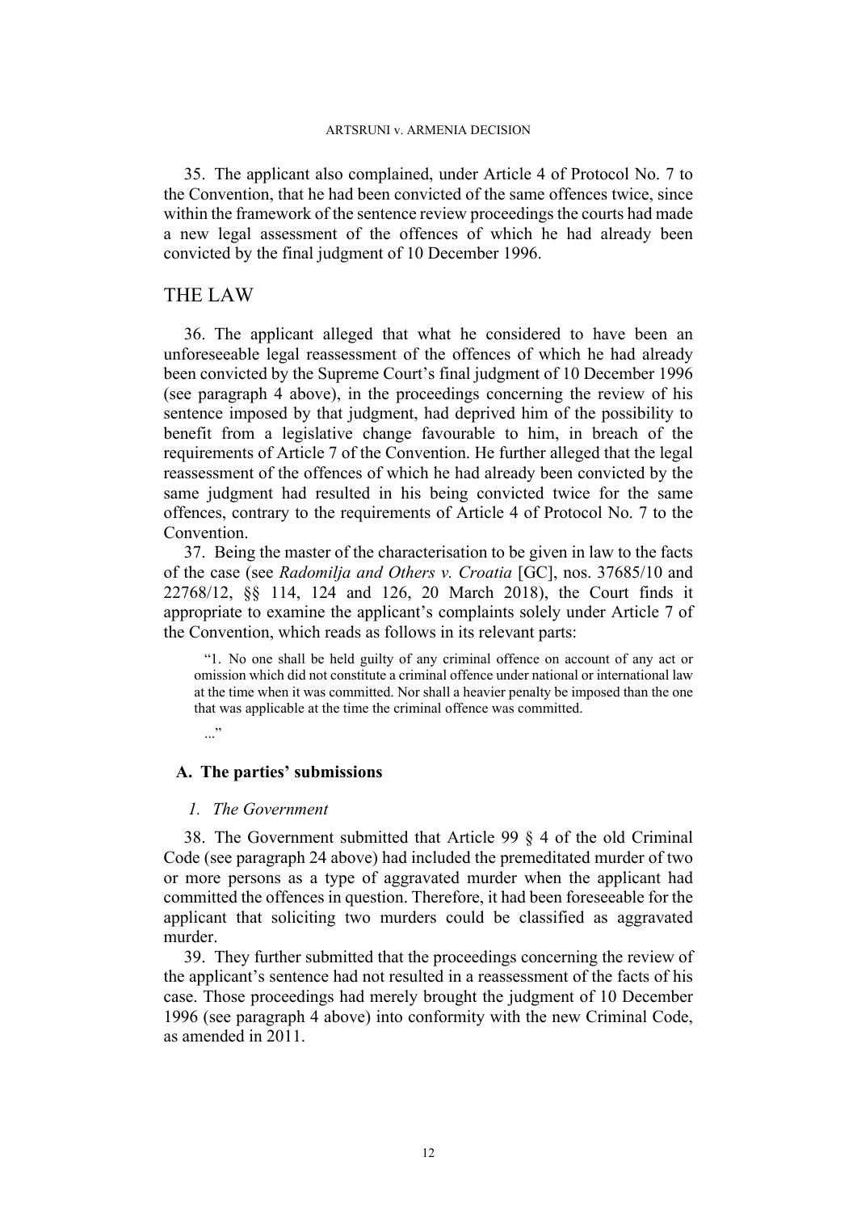35. The applicant also complained, under Article 4 of Protocol No. 7 to the Convention, that he had been convicted of the same offences twice, since within the framework of the sentence review proceedings the courts had made a new legal assessment of the offences of which he had already been convicted by the final judgment of 10 December 1996.

## THE LAW

36. The applicant alleged that what he considered to have been an unforeseeable legal reassessment of the offences of which he had already been convicted by the Supreme Court's final judgment of 10 December 1996 (see paragraph 4 above), in the proceedings concerning the review of his sentence imposed by that judgment, had deprived him of the possibility to benefit from a legislative change favourable to him, in breach of the requirements of Article 7 of the Convention. He further alleged that the legal reassessment of the offences of which he had already been convicted by the same judgment had resulted in his being convicted twice for the same offences, contrary to the requirements of Article 4 of Protocol No. 7 to the Convention.

37. Being the master of the characterisation to be given in law to the facts of the case (see *Radomilja and Others v. Croatia* [GC], nos. 37685/10 and 22768/12, §§ 114, 124 and 126, 20 March 2018), the Court finds it appropriate to examine the applicant's complaints solely under Article 7 of the Convention, which reads as follows in its relevant parts:

> "1. No one shall be held guilty of any criminal offence on account of any act or omission which did not constitute a criminal offence under national or international law at the time when it was committed. Nor shall a heavier penalty be imposed than the one that was applicable at the time the criminal offence was committed.
>
> ..."

### A. The parties' submissions

#### *1. The Government*

38. The Government submitted that Article 99 § 4 of the old Criminal Code (see paragraph 24 above) had included the premeditated murder of two or more persons as a type of aggravated murder when the applicant had committed the offences in question. Therefore, it had been foreseeable for the applicant that soliciting two murders could be classified as aggravated murder.

39. They further submitted that the proceedings concerning the review of the applicant's sentence had not resulted in a reassessment of the facts of his case. Those proceedings had merely brought the judgment of 10 December 1996 (see paragraph 4 above) into conformity with the new Criminal Code, as amended in 2011.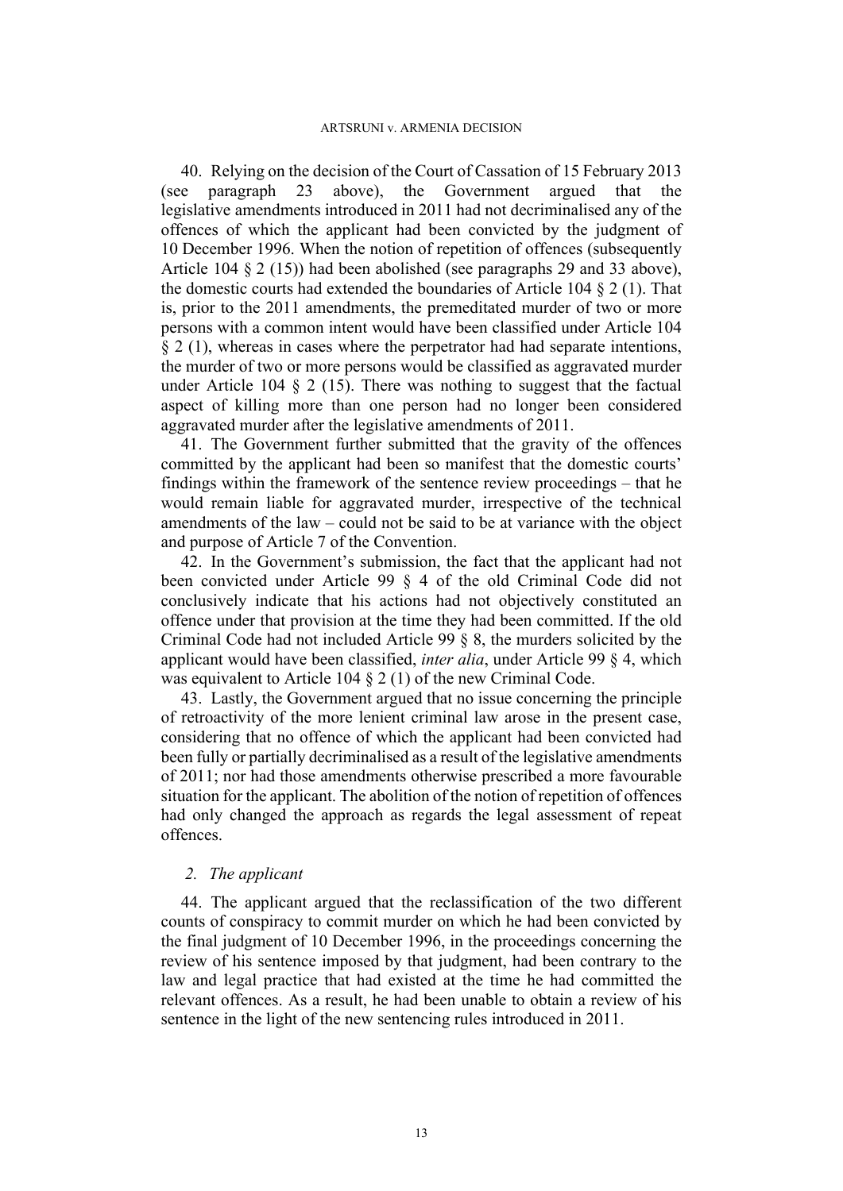40. Relying on the decision of the Court of Cassation of 15 February 2013 (see paragraph 23 above), the Government argued that the legislative amendments introduced in 2011 had not decriminalised any of the offences of which the applicant had been convicted by the judgment of 10 December 1996. When the notion of repetition of offences (subsequently Article 104 § 2 (15)) had been abolished (see paragraphs 29 and 33 above), the domestic courts had extended the boundaries of Article 104 § 2 (1). That is, prior to the 2011 amendments, the premeditated murder of two or more persons with a common intent would have been classified under Article 104 § 2 (1), whereas in cases where the perpetrator had had separate intentions, the murder of two or more persons would be classified as aggravated murder under Article 104 § 2 (15). There was nothing to suggest that the factual aspect of killing more than one person had no longer been considered aggravated murder after the legislative amendments of 2011.

41. The Government further submitted that the gravity of the offences committed by the applicant had been so manifest that the domestic courts' findings within the framework of the sentence review proceedings – that he would remain liable for aggravated murder, irrespective of the technical amendments of the law – could not be said to be at variance with the object and purpose of Article 7 of the Convention.

42. In the Government's submission, the fact that the applicant had not been convicted under Article 99 § 4 of the old Criminal Code did not conclusively indicate that his actions had not objectively constituted an offence under that provision at the time they had been committed. If the old Criminal Code had not included Article 99 § 8, the murders solicited by the applicant would have been classified, *inter alia*, under Article 99 § 4, which was equivalent to Article 104 § 2 (1) of the new Criminal Code.

43. Lastly, the Government argued that no issue concerning the principle of retroactivity of the more lenient criminal law arose in the present case, considering that no offence of which the applicant had been convicted had been fully or partially decriminalised as a result of the legislative amendments of 2011; nor had those amendments otherwise prescribed a more favourable situation for the applicant. The abolition of the notion of repetition of offences had only changed the approach as regards the legal assessment of repeat offences.

### *2. The applicant*

44. The applicant argued that the reclassification of the two different counts of conspiracy to commit murder on which he had been convicted by the final judgment of 10 December 1996, in the proceedings concerning the review of his sentence imposed by that judgment, had been contrary to the law and legal practice that had existed at the time he had committed the relevant offences. As a result, he had been unable to obtain a review of his sentence in the light of the new sentencing rules introduced in 2011.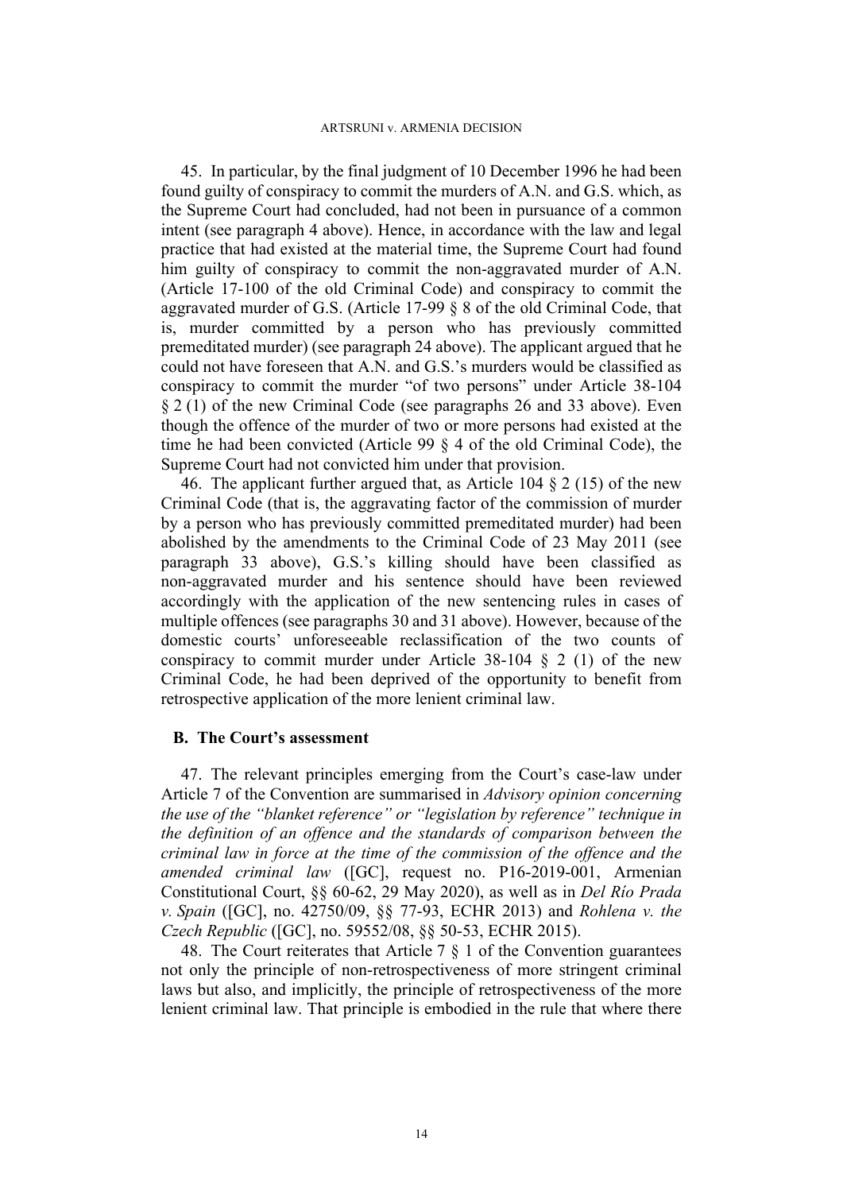45. In particular, by the final judgment of 10 December 1996 he had been found guilty of conspiracy to commit the murders of A.N. and G.S. which, as the Supreme Court had concluded, had not been in pursuance of a common intent (see paragraph 4 above). Hence, in accordance with the law and legal practice that had existed at the material time, the Supreme Court had found him guilty of conspiracy to commit the non-aggravated murder of A.N. (Article 17-100 of the old Criminal Code) and conspiracy to commit the aggravated murder of G.S. (Article 17-99 § 8 of the old Criminal Code, that is, murder committed by a person who has previously committed premeditated murder) (see paragraph 24 above). The applicant argued that he could not have foreseen that A.N. and G.S.'s murders would be classified as conspiracy to commit the murder "of two persons" under Article 38-104 § 2 (1) of the new Criminal Code (see paragraphs 26 and 33 above). Even though the offence of the murder of two or more persons had existed at the time he had been convicted (Article 99 § 4 of the old Criminal Code), the Supreme Court had not convicted him under that provision.

46. The applicant further argued that, as Article 104 § 2 (15) of the new Criminal Code (that is, the aggravating factor of the commission of murder by a person who has previously committed premeditated murder) had been abolished by the amendments to the Criminal Code of 23 May 2011 (see paragraph 33 above), G.S.'s killing should have been classified as non-aggravated murder and his sentence should have been reviewed accordingly with the application of the new sentencing rules in cases of multiple offences (see paragraphs 30 and 31 above). However, because of the domestic courts' unforeseeable reclassification of the two counts of conspiracy to commit murder under Article 38-104 § 2 (1) of the new Criminal Code, he had been deprived of the opportunity to benefit from retrospective application of the more lenient criminal law.

## B. The Court's assessment

47. The relevant principles emerging from the Court's case-law under Article 7 of the Convention are summarised in *Advisory opinion concerning the use of the "blanket reference" or "legislation by reference" technique in the definition of an offence and the standards of comparison between the criminal law in force at the time of the commission of the offence and the amended criminal law* ([GC], request no. P16-2019-001, Armenian Constitutional Court, §§ 60-62, 29 May 2020), as well as in *Del Río Prada v. Spain* ([GC], no. 42750/09, §§ 77-93, ECHR 2013) and *Rohlena v. the Czech Republic* ([GC], no. 59552/08, §§ 50-53, ECHR 2015).

48. The Court reiterates that Article 7 § 1 of the Convention guarantees not only the principle of non-retrospectiveness of more stringent criminal laws but also, and implicitly, the principle of retrospectiveness of the more lenient criminal law. That principle is embodied in the rule that where there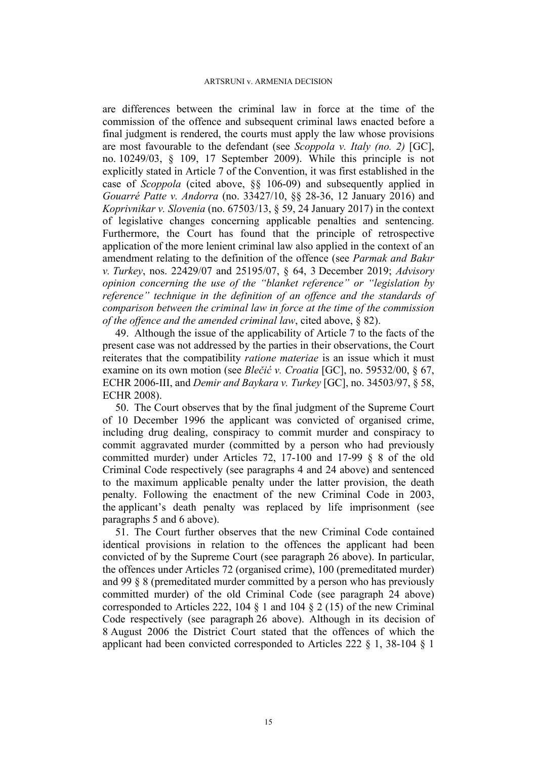are differences between the criminal law in force at the time of the commission of the offence and subsequent criminal laws enacted before a final judgment is rendered, the courts must apply the law whose provisions are most favourable to the defendant (see *Scoppola v. Italy (no. 2)* [GC], no. 10249/03, § 109, 17 September 2009). While this principle is not explicitly stated in Article 7 of the Convention, it was first established in the case of *Scoppola* (cited above, §§ 106-09) and subsequently applied in *Gouarré Patte v. Andorra* (no. 33427/10, §§ 28-36, 12 January 2016) and *Koprivnikar v. Slovenia* (no. 67503/13, § 59, 24 January 2017) in the context of legislative changes concerning applicable penalties and sentencing. Furthermore, the Court has found that the principle of retrospective application of the more lenient criminal law also applied in the context of an amendment relating to the definition of the offence (see *Parmak and Bakır v. Turkey*, nos. 22429/07 and 25195/07, § 64, 3 December 2019; *Advisory opinion concerning the use of the "blanket reference" or "legislation by reference" technique in the definition of an offence and the standards of comparison between the criminal law in force at the time of the commission of the offence and the amended criminal law*, cited above, § 82).

49. Although the issue of the applicability of Article 7 to the facts of the present case was not addressed by the parties in their observations, the Court reiterates that the compatibility *ratione materiae* is an issue which it must examine on its own motion (see *Blečić v. Croatia* [GC], no. 59532/00, § 67, ECHR 2006-III, and *Demir and Baykara v. Turkey* [GC], no. 34503/97, § 58, ECHR 2008).

50. The Court observes that by the final judgment of the Supreme Court of 10 December 1996 the applicant was convicted of organised crime, including drug dealing, conspiracy to commit murder and conspiracy to commit aggravated murder (committed by a person who had previously committed murder) under Articles 72, 17-100 and 17-99 § 8 of the old Criminal Code respectively (see paragraphs 4 and 24 above) and sentenced to the maximum applicable penalty under the latter provision, the death penalty. Following the enactment of the new Criminal Code in 2003, the applicant's death penalty was replaced by life imprisonment (see paragraphs 5 and 6 above).

51. The Court further observes that the new Criminal Code contained identical provisions in relation to the offences the applicant had been convicted of by the Supreme Court (see paragraph 26 above). In particular, the offences under Articles 72 (organised crime), 100 (premeditated murder) and 99 § 8 (premeditated murder committed by a person who has previously committed murder) of the old Criminal Code (see paragraph 24 above) corresponded to Articles 222, 104 § 1 and 104 § 2 (15) of the new Criminal Code respectively (see paragraph 26 above). Although in its decision of 8 August 2006 the District Court stated that the offences of which the applicant had been convicted corresponded to Articles 222 § 1, 38-104 § 1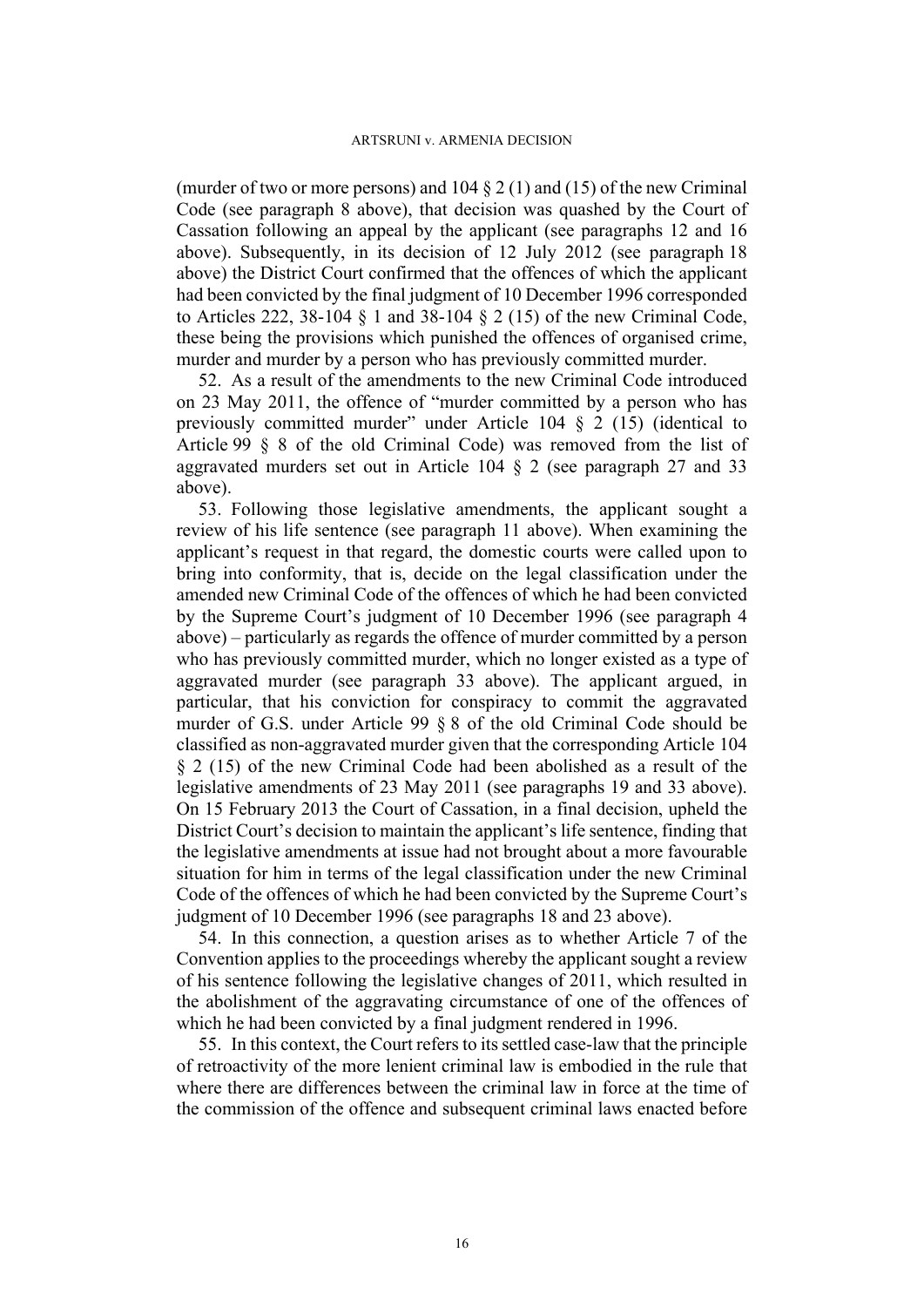(murder of two or more persons) and 104 § 2 (1) and (15) of the new Criminal Code (see paragraph 8 above), that decision was quashed by the Court of Cassation following an appeal by the applicant (see paragraphs 12 and 16 above). Subsequently, in its decision of 12 July 2012 (see paragraph 18 above) the District Court confirmed that the offences of which the applicant had been convicted by the final judgment of 10 December 1996 corresponded to Articles 222, 38-104 § 1 and 38-104 § 2 (15) of the new Criminal Code, these being the provisions which punished the offences of organised crime, murder and murder by a person who has previously committed murder.

52. As a result of the amendments to the new Criminal Code introduced on 23 May 2011, the offence of "murder committed by a person who has previously committed murder" under Article 104 § 2 (15) (identical to Article 99 § 8 of the old Criminal Code) was removed from the list of aggravated murders set out in Article 104 § 2 (see paragraph 27 and 33 above).

53. Following those legislative amendments, the applicant sought a review of his life sentence (see paragraph 11 above). When examining the applicant's request in that regard, the domestic courts were called upon to bring into conformity, that is, decide on the legal classification under the amended new Criminal Code of the offences of which he had been convicted by the Supreme Court's judgment of 10 December 1996 (see paragraph 4 above) – particularly as regards the offence of murder committed by a person who has previously committed murder, which no longer existed as a type of aggravated murder (see paragraph 33 above). The applicant argued, in particular, that his conviction for conspiracy to commit the aggravated murder of G.S. under Article 99 § 8 of the old Criminal Code should be classified as non-aggravated murder given that the corresponding Article 104 § 2 (15) of the new Criminal Code had been abolished as a result of the legislative amendments of 23 May 2011 (see paragraphs 19 and 33 above). On 15 February 2013 the Court of Cassation, in a final decision, upheld the District Court's decision to maintain the applicant's life sentence, finding that the legislative amendments at issue had not brought about a more favourable situation for him in terms of the legal classification under the new Criminal Code of the offences of which he had been convicted by the Supreme Court's judgment of 10 December 1996 (see paragraphs 18 and 23 above).

54. In this connection, a question arises as to whether Article 7 of the Convention applies to the proceedings whereby the applicant sought a review of his sentence following the legislative changes of 2011, which resulted in the abolishment of the aggravating circumstance of one of the offences of which he had been convicted by a final judgment rendered in 1996.

55. In this context, the Court refers to its settled case-law that the principle of retroactivity of the more lenient criminal law is embodied in the rule that where there are differences between the criminal law in force at the time of the commission of the offence and subsequent criminal laws enacted before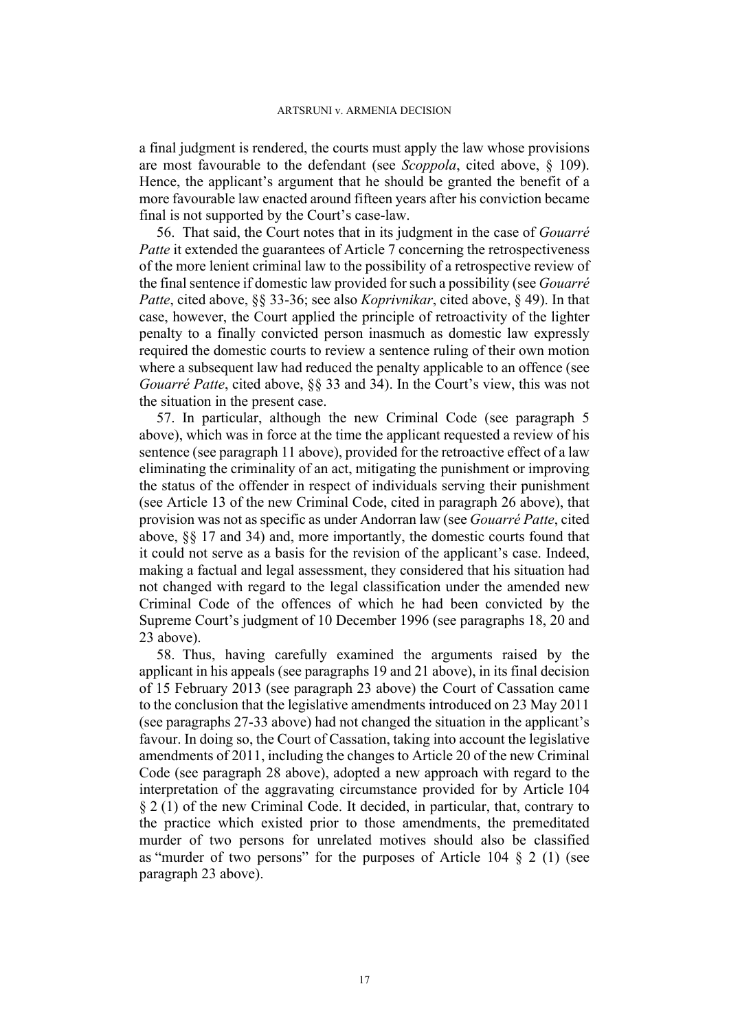a final judgment is rendered, the courts must apply the law whose provisions are most favourable to the defendant (see *Scoppola*, cited above, § 109). Hence, the applicant's argument that he should be granted the benefit of a more favourable law enacted around fifteen years after his conviction became final is not supported by the Court's case-law.

56. That said, the Court notes that in its judgment in the case of *Gouarré Patte* it extended the guarantees of Article 7 concerning the retrospectiveness of the more lenient criminal law to the possibility of a retrospective review of the final sentence if domestic law provided for such a possibility (see *Gouarré Patte*, cited above, §§ 33-36; see also *Koprivnikar*, cited above, § 49). In that case, however, the Court applied the principle of retroactivity of the lighter penalty to a finally convicted person inasmuch as domestic law expressly required the domestic courts to review a sentence ruling of their own motion where a subsequent law had reduced the penalty applicable to an offence (see *Gouarré Patte*, cited above, §§ 33 and 34). In the Court's view, this was not the situation in the present case.

57. In particular, although the new Criminal Code (see paragraph 5 above), which was in force at the time the applicant requested a review of his sentence (see paragraph 11 above), provided for the retroactive effect of a law eliminating the criminality of an act, mitigating the punishment or improving the status of the offender in respect of individuals serving their punishment (see Article 13 of the new Criminal Code, cited in paragraph 26 above), that provision was not as specific as under Andorran law (see *Gouarré Patte*, cited above, §§ 17 and 34) and, more importantly, the domestic courts found that it could not serve as a basis for the revision of the applicant's case. Indeed, making a factual and legal assessment, they considered that his situation had not changed with regard to the legal classification under the amended new Criminal Code of the offences of which he had been convicted by the Supreme Court's judgment of 10 December 1996 (see paragraphs 18, 20 and 23 above).

58. Thus, having carefully examined the arguments raised by the applicant in his appeals (see paragraphs 19 and 21 above), in its final decision of 15 February 2013 (see paragraph 23 above) the Court of Cassation came to the conclusion that the legislative amendments introduced on 23 May 2011 (see paragraphs 27-33 above) had not changed the situation in the applicant's favour. In doing so, the Court of Cassation, taking into account the legislative amendments of 2011, including the changes to Article 20 of the new Criminal Code (see paragraph 28 above), adopted a new approach with regard to the interpretation of the aggravating circumstance provided for by Article 104 § 2 (1) of the new Criminal Code. It decided, in particular, that, contrary to the practice which existed prior to those amendments, the premeditated murder of two persons for unrelated motives should also be classified as "murder of two persons" for the purposes of Article 104 § 2 (1) (see paragraph 23 above).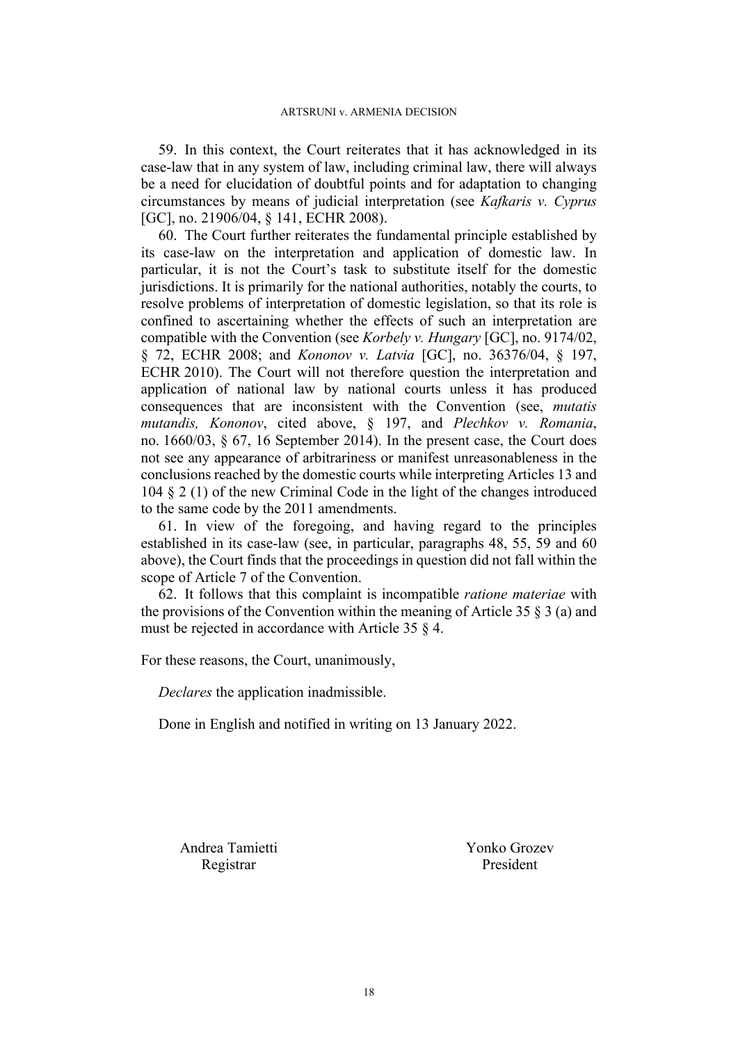59. In this context, the Court reiterates that it has acknowledged in its case-law that in any system of law, including criminal law, there will always be a need for elucidation of doubtful points and for adaptation to changing circumstances by means of judicial interpretation (see *Kafkaris v. Cyprus* [GC], no. 21906/04, § 141, ECHR 2008).

60. The Court further reiterates the fundamental principle established by its case-law on the interpretation and application of domestic law. In particular, it is not the Court's task to substitute itself for the domestic jurisdictions. It is primarily for the national authorities, notably the courts, to resolve problems of interpretation of domestic legislation, so that its role is confined to ascertaining whether the effects of such an interpretation are compatible with the Convention (see *Korbely v. Hungary* [GC], no. 9174/02, § 72, ECHR 2008; and *Kononov v. Latvia* [GC], no. 36376/04, § 197, ECHR 2010). The Court will not therefore question the interpretation and application of national law by national courts unless it has produced consequences that are inconsistent with the Convention (see, *mutatis mutandis, Kononov*, cited above, § 197, and *Plechkov v. Romania*, no. 1660/03, § 67, 16 September 2014). In the present case, the Court does not see any appearance of arbitrariness or manifest unreasonableness in the conclusions reached by the domestic courts while interpreting Articles 13 and 104 § 2 (1) of the new Criminal Code in the light of the changes introduced to the same code by the 2011 amendments.

61. In view of the foregoing, and having regard to the principles established in its case-law (see, in particular, paragraphs 48, 55, 59 and 60 above), the Court finds that the proceedings in question did not fall within the scope of Article 7 of the Convention.

62. It follows that this complaint is incompatible *ratione materiae* with the provisions of the Convention within the meaning of Article 35 § 3 (a) and must be rejected in accordance with Article 35 § 4.

For these reasons, the Court, unanimously,

*Declares* the application inadmissible.

Done in English and notified in writing on 13 January 2022.

Andrea Tamietti
Registrar

Yonko Grozev
President